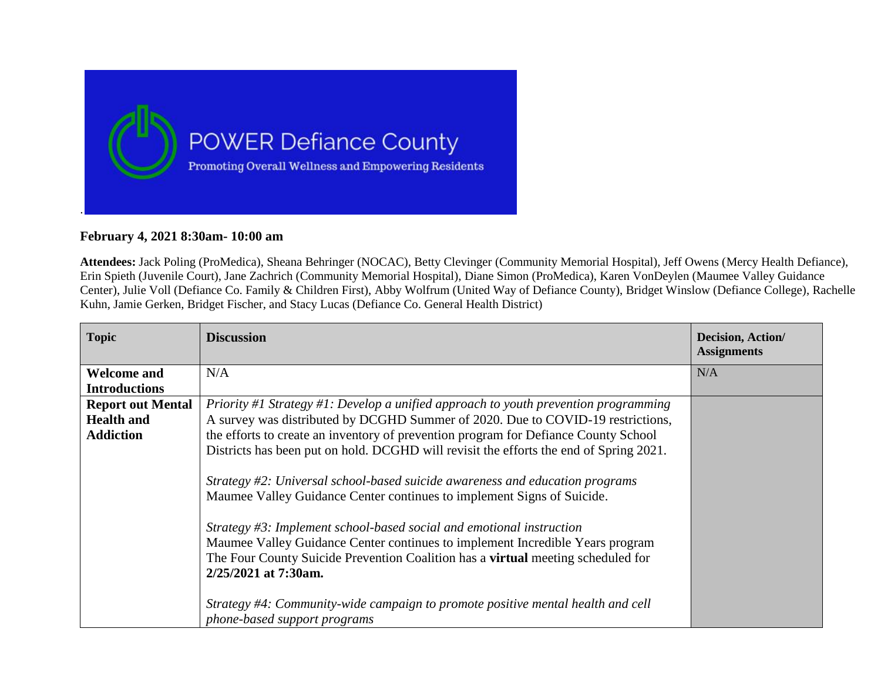# POWER Defiance County

Promoting Overall Wellness and Empowering Residents

**February 4, 2021 8:30am- 10:00 am**

**Attendees:** Jack Poling (ProMedica), Sheana Behringer (NOCAC), Betty Clevinger (Community Memorial Hospital), Jeff Owens (Mercy Health Defiance), Erin Spieth (Juvenile Court), Jane Zachrich (Community Memorial Hospital), Diane Simon (ProMedica), Karen VonDeylen (Maumee Valley Guidance Center), Julie Voll (Defiance Co. Family & Children First), Abby Wolfrum (United Way of Defiance County), Bridget Winslow (Defiance College), Rachelle Kuhn, Jamie Gerken, Bridget Fischer, and Stacy Lucas (Defiance Co. General Health District)

| Topic | Discussion | Decision, Action/ Assignments |
| --- | --- | --- |
| **Welcome and Introductions** | N/A | N/A |
| **Report out Mental Health and Addiction** | *Priority #1 Strategy #1: Develop a unified approach to youth prevention programming*<br>A survey was distributed by DCGHD Summer of 2020. Due to COVID-19 restrictions, the efforts to create an inventory of prevention program for Defiance County School Districts has been put on hold. DCGHD will revisit the efforts the end of Spring 2021.<br><br>*Strategy #2: Universal school-based suicide awareness and education programs*<br>Maumee Valley Guidance Center continues to implement Signs of Suicide.<br><br>*Strategy #3: Implement school-based social and emotional instruction*<br>Maumee Valley Guidance Center continues to implement Incredible Years program<br>The Four County Suicide Prevention Coalition has a **virtual** meeting scheduled for **2/25/2021 at 7:30am.**<br><br>*Strategy #4: Community-wide campaign to promote positive mental health and cell phone-based support programs* | |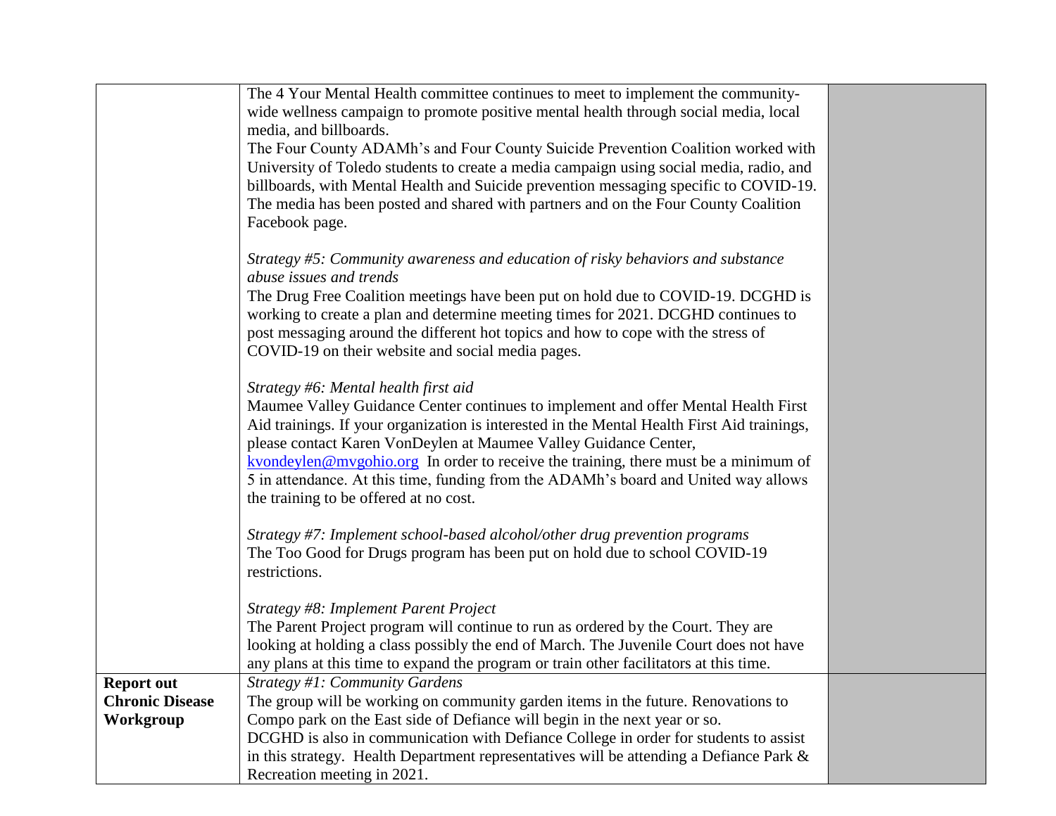| | | |
|---|---|---|
| | The 4 Your Mental Health committee continues to meet to implement the community-wide wellness campaign to promote positive mental health through social media, local media, and billboards.<br>The Four County ADAMh's and Four County Suicide Prevention Coalition worked with University of Toledo students to create a media campaign using social media, radio, and billboards, with Mental Health and Suicide prevention messaging specific to COVID-19. The media has been posted and shared with partners and on the Four County Coalition Facebook page.<br><br>*Strategy #5: Community awareness and education of risky behaviors and substance abuse issues and trends*<br>The Drug Free Coalition meetings have been put on hold due to COVID-19. DCGHD is working to create a plan and determine meeting times for 2021. DCGHD continues to post messaging around the different hot topics and how to cope with the stress of COVID-19 on their website and social media pages.<br><br>*Strategy #6: Mental health first aid*<br>Maumee Valley Guidance Center continues to implement and offer Mental Health First Aid trainings. If your organization is interested in the Mental Health First Aid trainings, please contact Karen VonDeylen at Maumee Valley Guidance Center, kvondeylen@mvgohio.org In order to receive the training, there must be a minimum of 5 in attendance. At this time, funding from the ADAMh's board and United way allows the training to be offered at no cost.<br><br>*Strategy #7: Implement school-based alcohol/other drug prevention programs*<br>The Too Good for Drugs program has been put on hold due to school COVID-19 restrictions.<br><br>*Strategy #8: Implement Parent Project*<br>The Parent Project program will continue to run as ordered by the Court. They are looking at holding a class possibly the end of March. The Juvenile Court does not have any plans at this time to expand the program or train other facilitators at this time. | |
| **Report out Chronic Disease Workgroup** | *Strategy #1: Community Gardens*<br>The group will be working on community garden items in the future. Renovations to Compo park on the East side of Defiance will begin in the next year or so.<br>DCGHD is also in communication with Defiance College in order for students to assist in this strategy. Health Department representatives will be attending a Defiance Park & Recreation meeting in 2021. | |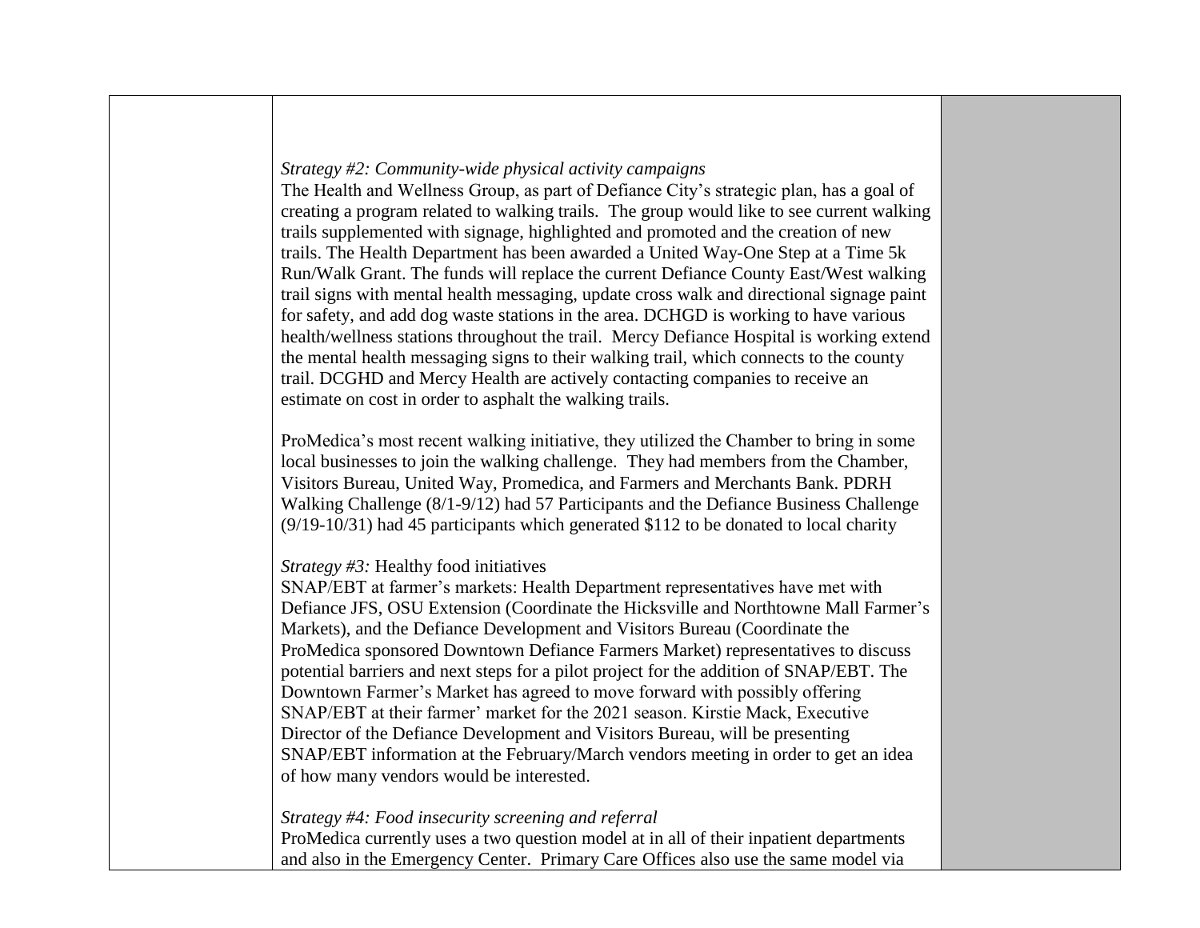| | | |
|---|---|---|
| | *Strategy #2: Community-wide physical activity campaigns*<br>The Health and Wellness Group, as part of Defiance City's strategic plan, has a goal of creating a program related to walking trails. The group would like to see current walking trails supplemented with signage, highlighted and promoted and the creation of new trails. The Health Department has been awarded a United Way-One Step at a Time 5k Run/Walk Grant. The funds will replace the current Defiance County East/West walking trail signs with mental health messaging, update cross walk and directional signage paint for safety, and add dog waste stations in the area. DCHGD is working to have various health/wellness stations throughout the trail. Mercy Defiance Hospital is working extend the mental health messaging signs to their walking trail, which connects to the county trail. DCGHD and Mercy Health are actively contacting companies to receive an estimate on cost in order to asphalt the walking trails.<br><br>ProMedica's most recent walking initiative, they utilized the Chamber to bring in some local businesses to join the walking challenge. They had members from the Chamber, Visitors Bureau, United Way, Promedica, and Farmers and Merchants Bank. PDRH Walking Challenge (8/1-9/12) had 57 Participants and the Defiance Business Challenge (9/19-10/31) had 45 participants which generated $112 to be donated to local charity<br><br>*Strategy #3:* Healthy food initiatives<br>SNAP/EBT at farmer's markets: Health Department representatives have met with Defiance JFS, OSU Extension (Coordinate the Hicksville and Northtowne Mall Farmer's Markets), and the Defiance Development and Visitors Bureau (Coordinate the ProMedica sponsored Downtown Defiance Farmers Market) representatives to discuss potential barriers and next steps for a pilot project for the addition of SNAP/EBT. The Downtown Farmer's Market has agreed to move forward with possibly offering SNAP/EBT at their farmer' market for the 2021 season. Kirstie Mack, Executive Director of the Defiance Development and Visitors Bureau, will be presenting SNAP/EBT information at the February/March vendors meeting in order to get an idea of how many vendors would be interested.<br><br>*Strategy #4: Food insecurity screening and referral*<br>ProMedica currently uses a two question model at in all of their inpatient departments and also in the Emergency Center. Primary Care Offices also use the same model via | |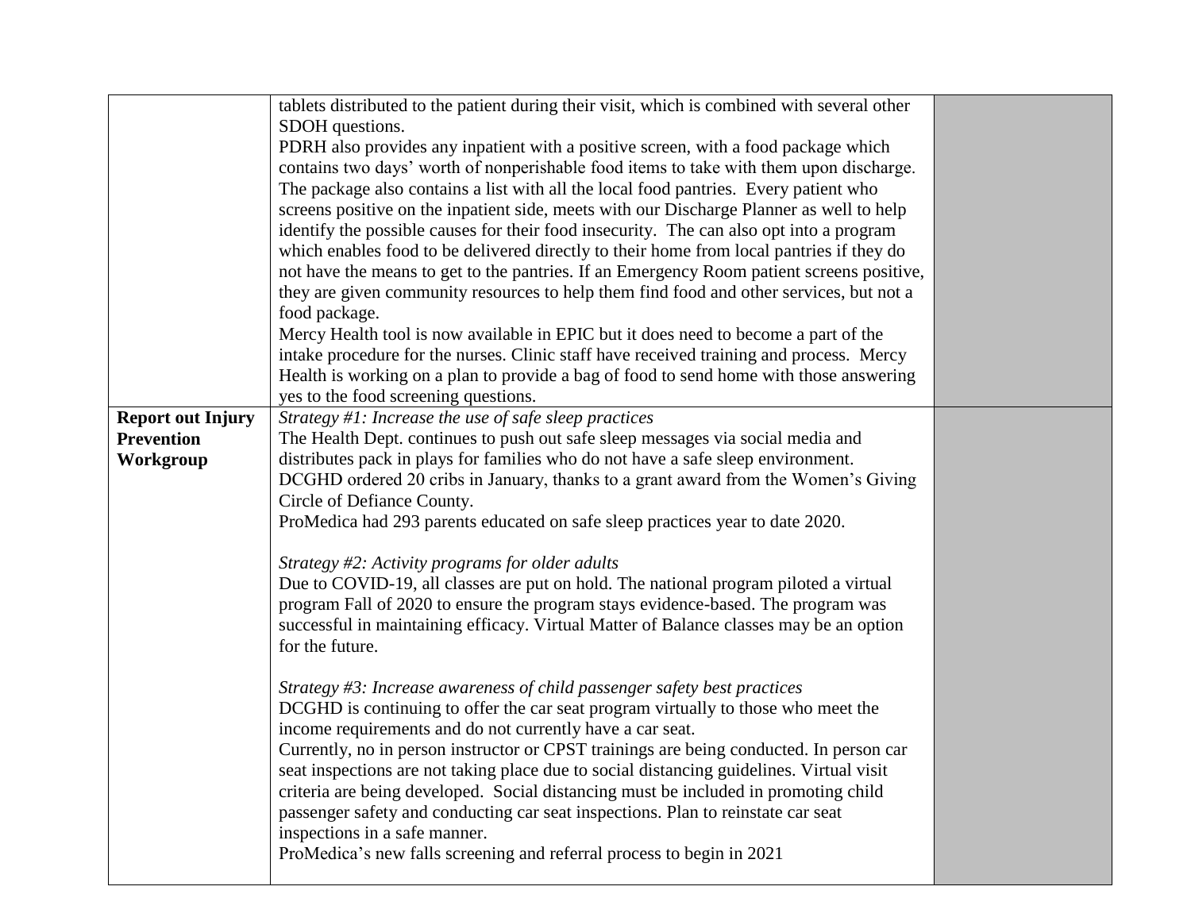| | | |
|---|---|---|
| | tablets distributed to the patient during their visit, which is combined with several other SDOH questions.<br>PDRH also provides any inpatient with a positive screen, with a food package which contains two days' worth of nonperishable food items to take with them upon discharge. The package also contains a list with all the local food pantries. Every patient who screens positive on the inpatient side, meets with our Discharge Planner as well to help identify the possible causes for their food insecurity. The can also opt into a program which enables food to be delivered directly to their home from local pantries if they do not have the means to get to the pantries. If an Emergency Room patient screens positive, they are given community resources to help them find food and other services, but not a food package.<br>Mercy Health tool is now available in EPIC but it does need to become a part of the intake procedure for the nurses. Clinic staff have received training and process. Mercy Health is working on a plan to provide a bag of food to send home with those answering yes to the food screening questions. | |
| **Report out Injury Prevention Workgroup** | *Strategy #1: Increase the use of safe sleep practices*<br>The Health Dept. continues to push out safe sleep messages via social media and distributes pack in plays for families who do not have a safe sleep environment. DCGHD ordered 20 cribs in January, thanks to a grant award from the Women's Giving Circle of Defiance County.<br>ProMedica had 293 parents educated on safe sleep practices year to date 2020.<br><br>*Strategy #2: Activity programs for older adults*<br>Due to COVID-19, all classes are put on hold. The national program piloted a virtual program Fall of 2020 to ensure the program stays evidence-based. The program was successful in maintaining efficacy. Virtual Matter of Balance classes may be an option for the future.<br><br>*Strategy #3: Increase awareness of child passenger safety best practices*<br>DCGHD is continuing to offer the car seat program virtually to those who meet the income requirements and do not currently have a car seat.<br>Currently, no in person instructor or CPST trainings are being conducted. In person car seat inspections are not taking place due to social distancing guidelines. Virtual visit criteria are being developed. Social distancing must be included in promoting child passenger safety and conducting car seat inspections. Plan to reinstate car seat inspections in a safe manner.<br>ProMedica's new falls screening and referral process to begin in 2021 | |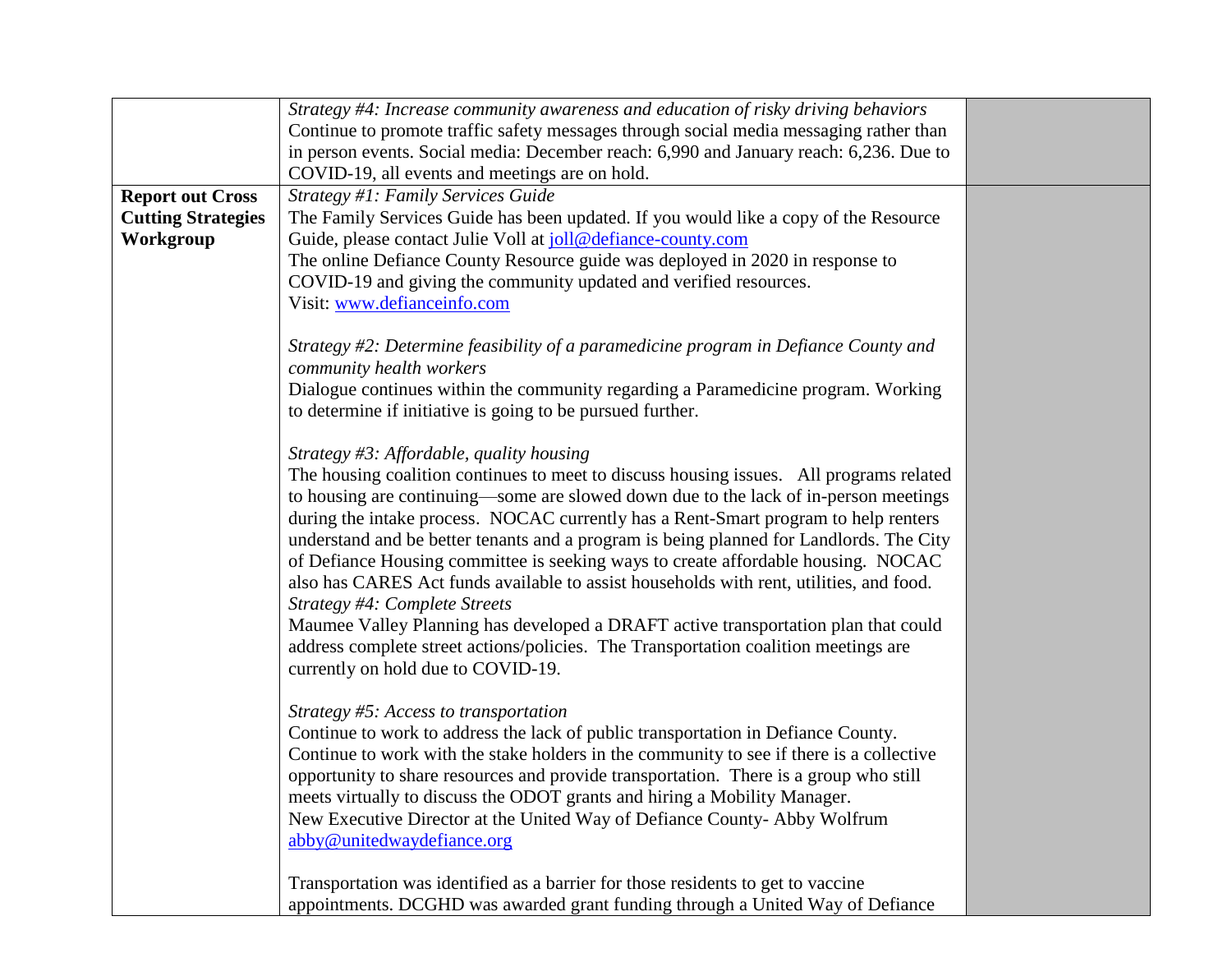| | | |
|---|---|---|
| | *Strategy #4: Increase community awareness and education of risky driving behaviors*<br>Continue to promote traffic safety messages through social media messaging rather than in person events. Social media: December reach: 6,990 and January reach: 6,236. Due to COVID-19, all events and meetings are on hold. | |
| **Report out Cross Cutting Strategies Workgroup** | *Strategy #1: Family Services Guide*<br>The Family Services Guide has been updated. If you would like a copy of the Resource Guide, please contact Julie Voll at joll@defiance-county.com<br>The online Defiance County Resource guide was deployed in 2020 in response to COVID-19 and giving the community updated and verified resources.<br>Visit: www.defianceinfo.com<br><br>*Strategy #2: Determine feasibility of a paramedicine program in Defiance County and community health workers*<br>Dialogue continues within the community regarding a Paramedicine program. Working to determine if initiative is going to be pursued further.<br><br>*Strategy #3: Affordable, quality housing*<br>The housing coalition continues to meet to discuss housing issues. All programs related to housing are continuing—some are slowed down due to the lack of in-person meetings during the intake process. NOCAC currently has a Rent-Smart program to help renters understand and be better tenants and a program is being planned for Landlords. The City of Defiance Housing committee is seeking ways to create affordable housing. NOCAC also has CARES Act funds available to assist households with rent, utilities, and food.<br>*Strategy #4: Complete Streets*<br>Maumee Valley Planning has developed a DRAFT active transportation plan that could address complete street actions/policies. The Transportation coalition meetings are currently on hold due to COVID-19.<br><br>*Strategy #5: Access to transportation*<br>Continue to work to address the lack of public transportation in Defiance County. Continue to work with the stake holders in the community to see if there is a collective opportunity to share resources and provide transportation. There is a group who still meets virtually to discuss the ODOT grants and hiring a Mobility Manager.<br>New Executive Director at the United Way of Defiance County- Abby Wolfrum abby@unitedwaydefiance.org<br><br>Transportation was identified as a barrier for those residents to get to vaccine appointments. DCGHD was awarded grant funding through a United Way of Defiance | |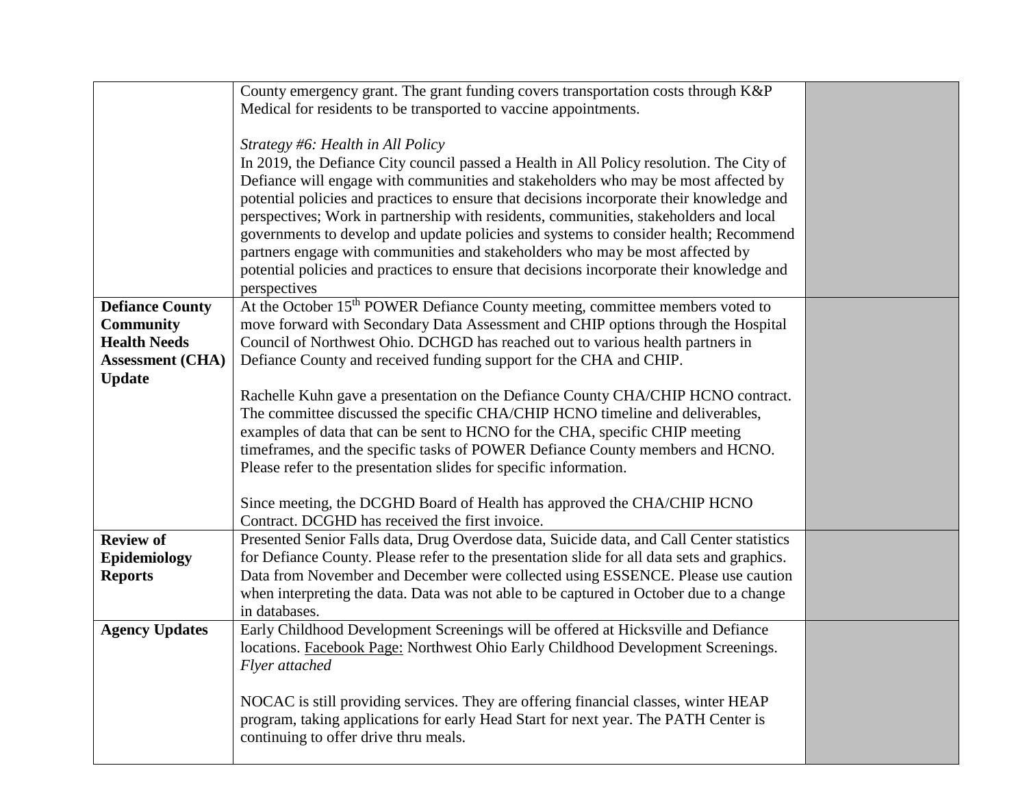| | | |
|---|---|---|
| | County emergency grant. The grant funding covers transportation costs through K&P Medical for residents to be transported to vaccine appointments.<br><br>*Strategy #6: Health in All Policy*<br>In 2019, the Defiance City council passed a Health in All Policy resolution. The City of Defiance will engage with communities and stakeholders who may be most affected by potential policies and practices to ensure that decisions incorporate their knowledge and perspectives; Work in partnership with residents, communities, stakeholders and local governments to develop and update policies and systems to consider health; Recommend partners engage with communities and stakeholders who may be most affected by potential policies and practices to ensure that decisions incorporate their knowledge and perspectives | |
| **Defiance County Community Health Needs Assessment (CHA) Update** | At the October 15th POWER Defiance County meeting, committee members voted to move forward with Secondary Data Assessment and CHIP options through the Hospital Council of Northwest Ohio. DCHGD has reached out to various health partners in Defiance County and received funding support for the CHA and CHIP.<br><br>Rachelle Kuhn gave a presentation on the Defiance County CHA/CHIP HCNO contract. The committee discussed the specific CHA/CHIP HCNO timeline and deliverables, examples of data that can be sent to HCNO for the CHA, specific CHIP meeting timeframes, and the specific tasks of POWER Defiance County members and HCNO. Please refer to the presentation slides for specific information.<br><br>Since meeting, the DCGHD Board of Health has approved the CHA/CHIP HCNO Contract. DCGHD has received the first invoice. | |
| **Review of Epidemiology Reports** | Presented Senior Falls data, Drug Overdose data, Suicide data, and Call Center statistics for Defiance County. Please refer to the presentation slide for all data sets and graphics. Data from November and December were collected using ESSENCE. Please use caution when interpreting the data. Data was not able to be captured in October due to a change in databases. | |
| **Agency Updates** | Early Childhood Development Screenings will be offered at Hicksville and Defiance locations. Facebook Page: Northwest Ohio Early Childhood Development Screenings. *Flyer attached*<br><br>NOCAC is still providing services. They are offering financial classes, winter HEAP program, taking applications for early Head Start for next year. The PATH Center is continuing to offer drive thru meals. | |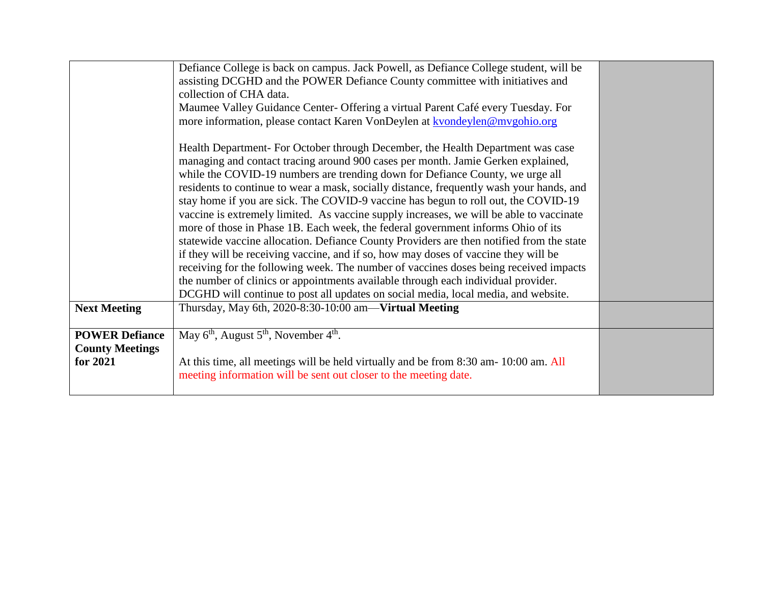| | | |
|---|---|---|
| | Defiance College is back on campus. Jack Powell, as Defiance College student, will be assisting DCGHD and the POWER Defiance County committee with initiatives and collection of CHA data.<br>Maumee Valley Guidance Center- Offering a virtual Parent Café every Tuesday. For more information, please contact Karen VonDeylen at kvondeylen@mvgohio.org<br><br>Health Department- For October through December, the Health Department was case managing and contact tracing around 900 cases per month. Jamie Gerken explained, while the COVID-19 numbers are trending down for Defiance County, we urge all residents to continue to wear a mask, socially distance, frequently wash your hands, and stay home if you are sick. The COVID-9 vaccine has begun to roll out, the COVID-19 vaccine is extremely limited. As vaccine supply increases, we will be able to vaccinate more of those in Phase 1B. Each week, the federal government informs Ohio of its statewide vaccine allocation. Defiance County Providers are then notified from the state if they will be receiving vaccine, and if so, how may doses of vaccine they will be receiving for the following week. The number of vaccines doses being received impacts the number of clinics or appointments available through each individual provider. DCGHD will continue to post all updates on social media, local media, and website. | |
| **Next Meeting** | Thursday, May 6th, 2020-8:30-10:00 am—**Virtual Meeting** | |
| **POWER Defiance County Meetings for 2021** | May 6th, August 5th, November 4th.<br><br>At this time, all meetings will be held virtually and be from 8:30 am- 10:00 am. All meeting information will be sent out closer to the meeting date. | |